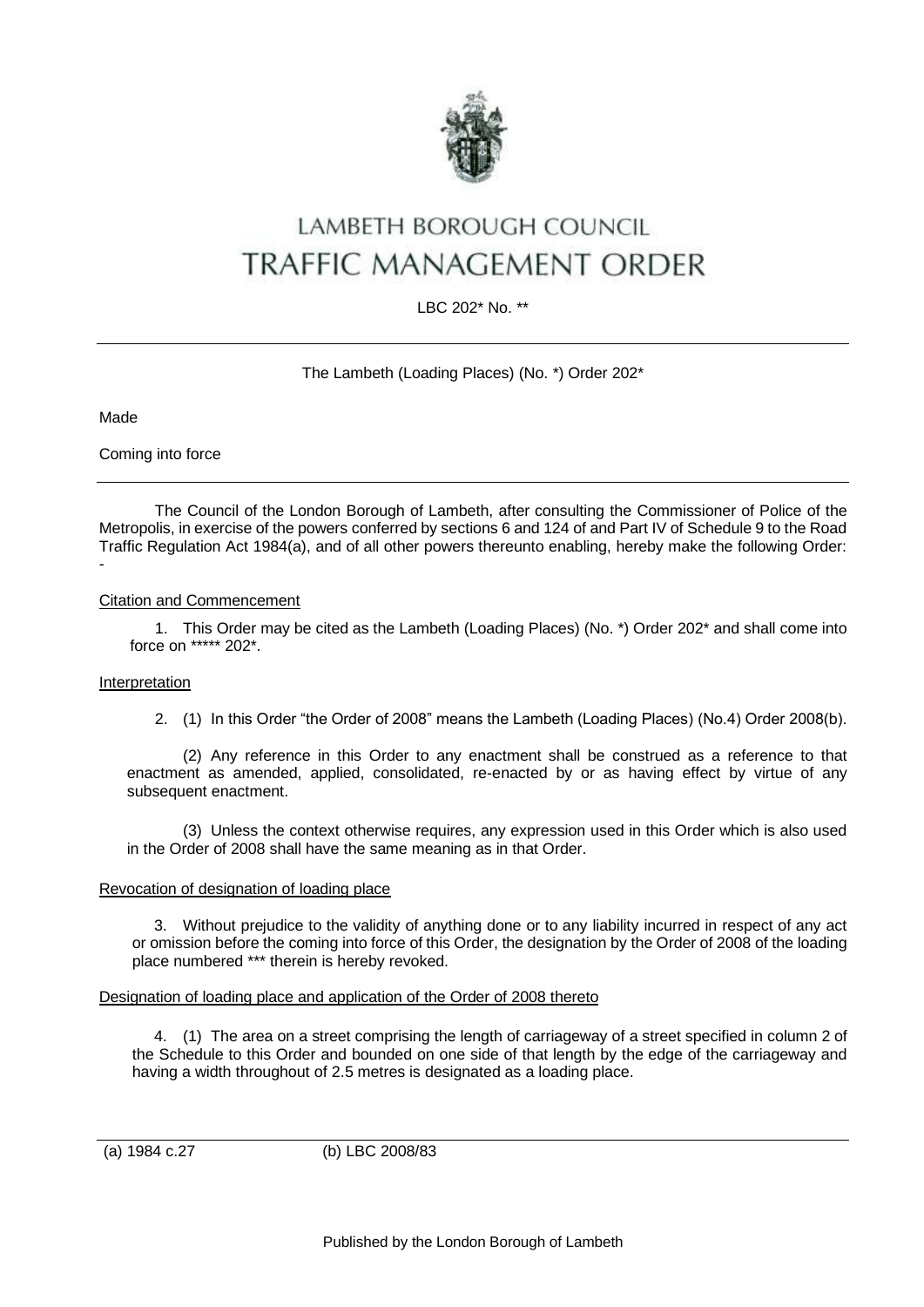# LAMBETH BOROUGH COUNCIL
# TRAFFIC MANAGEMENT ORDER

LBC 202* No. **

---

The Lambeth (Loading Places) (No. *) Order 202*

Made

Coming into force

---

The Council of the London Borough of Lambeth, after consulting the Commissioner of Police of the Metropolis, in exercise of the powers conferred by sections 6 and 124 of and Part IV of Schedule 9 to the Road Traffic Regulation Act 1984(a), and of all other powers thereunto enabling, hereby make the following Order: -

Citation and Commencement

1. This Order may be cited as the Lambeth (Loading Places) (No. *) Order 202* and shall come into force on ***** 202*.

Interpretation

2. (1) In this Order "the Order of 2008" means the Lambeth (Loading Places) (No.4) Order 2008(b).

(2) Any reference in this Order to any enactment shall be construed as a reference to that enactment as amended, applied, consolidated, re-enacted by or as having effect by virtue of any subsequent enactment.

(3) Unless the context otherwise requires, any expression used in this Order which is also used in the Order of 2008 shall have the same meaning as in that Order.

Revocation of designation of loading place

3. Without prejudice to the validity of anything done or to any liability incurred in respect of any act or omission before the coming into force of this Order, the designation by the Order of 2008 of the loading place numbered *** therein is hereby revoked.

Designation of loading place and application of the Order of 2008 thereto

4. (1) The area on a street comprising the length of carriageway of a street specified in column 2 of the Schedule to this Order and bounded on one side of that length by the edge of the carriageway and having a width throughout of 2.5 metres is designated as a loading place.

---

(a) 1984 c.27 (b) LBC 2008/83

Published by the London Borough of Lambeth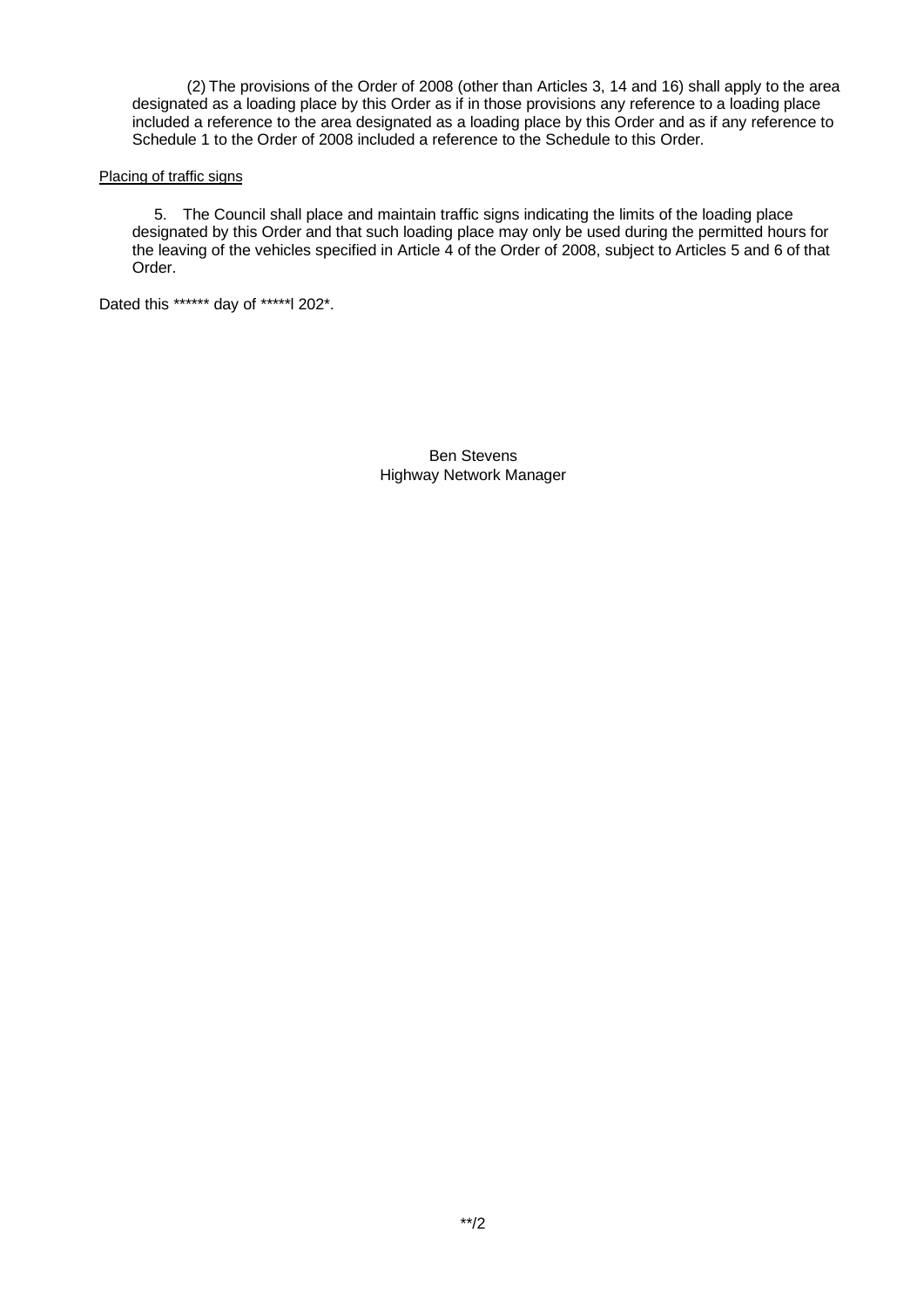(2) The provisions of the Order of 2008 (other than Articles 3, 14 and 16) shall apply to the area designated as a loading place by this Order as if in those provisions any reference to a loading place included a reference to the area designated as a loading place by this Order and as if any reference to Schedule 1 to the Order of 2008 included a reference to the Schedule to this Order.

<u>Placing of traffic signs</u>

5. The Council shall place and maintain traffic signs indicating the limits of the loading place designated by this Order and that such loading place may only be used during the permitted hours for the leaving of the vehicles specified in Article 4 of the Order of 2008, subject to Articles 5 and 6 of that Order.

Dated this ****** day of *****l 202*.

Ben Stevens
Highway Network Manager

**/2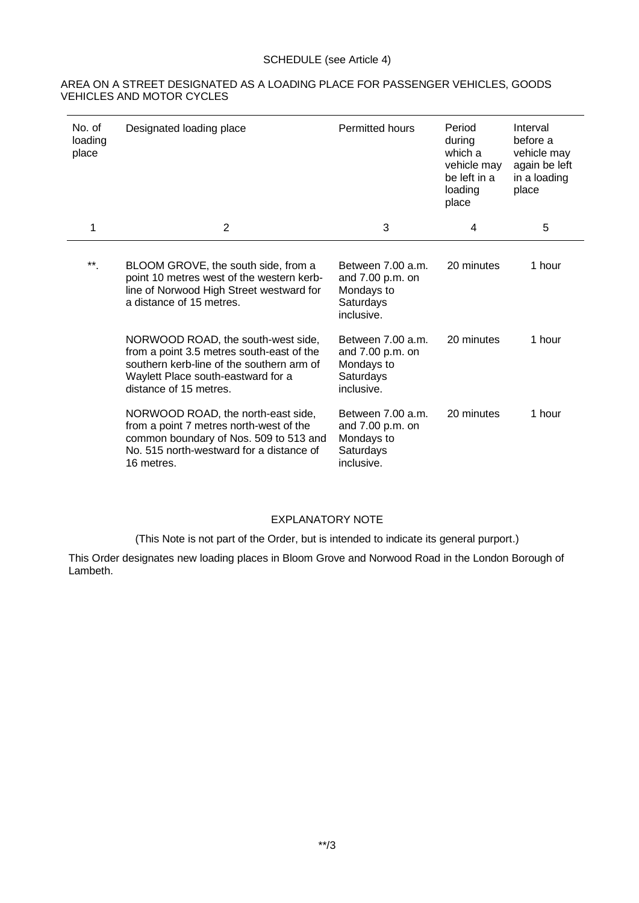SCHEDULE (see Article 4)

AREA ON A STREET DESIGNATED AS A LOADING PLACE FOR PASSENGER VEHICLES, GOODS VEHICLES AND MOTOR CYCLES

| No. of loading place | Designated loading place | Permitted hours | Period during which a vehicle may be left in a loading place | Interval before a vehicle may again be left in a loading place |
|---|---|---|---|---|
| 1 | 2 | 3 | 4 | 5 |
| **. | BLOOM GROVE, the south side, from a point 10 metres west of the western kerb-line of Norwood High Street westward for a distance of 15 metres. | Between 7.00 a.m. and 7.00 p.m. on Mondays to Saturdays inclusive. | 20 minutes | 1 hour |
| | NORWOOD ROAD, the south-west side, from a point 3.5 metres south-east of the southern kerb-line of the southern arm of Waylett Place south-eastward for a distance of 15 metres. | Between 7.00 a.m. and 7.00 p.m. on Mondays to Saturdays inclusive. | 20 minutes | 1 hour |
| | NORWOOD ROAD, the north-east side, from a point 7 metres north-west of the common boundary of Nos. 509 to 513 and No. 515 north-westward for a distance of 16 metres. | Between 7.00 a.m. and 7.00 p.m. on Mondays to Saturdays inclusive. | 20 minutes | 1 hour |

EXPLANATORY NOTE

(This Note is not part of the Order, but is intended to indicate its general purport.)

This Order designates new loading places in Bloom Grove and Norwood Road in the London Borough of Lambeth.